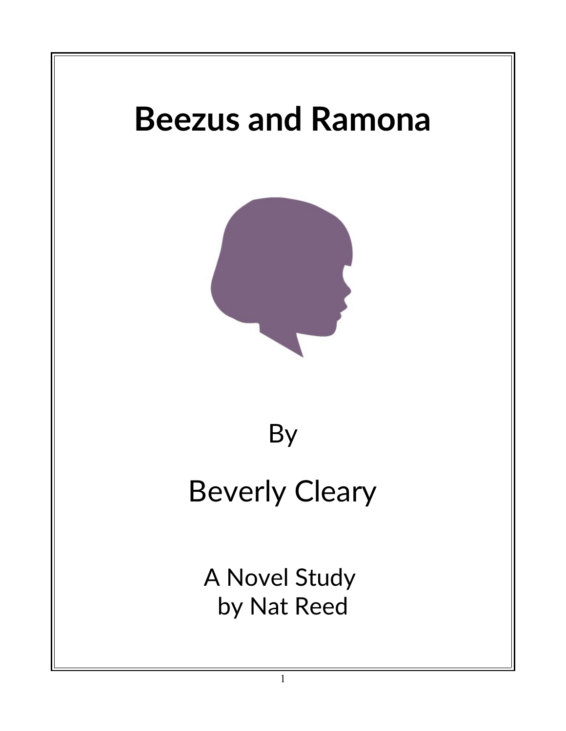# Beezus and Ramona

By

Beverly Cleary

A Novel Study
by Nat Reed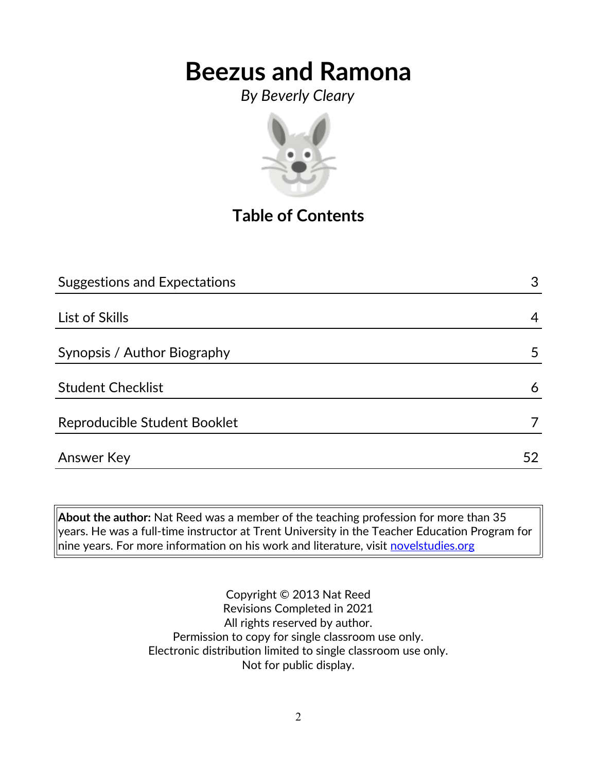# Beezus and Ramona

*By Beverly Cleary*

## Table of Contents

| | |
|---|---|
| Suggestions and Expectations | 3 |
| List of Skills | 4 |
| Synopsis / Author Biography | 5 |
| Student Checklist | 6 |
| Reproducible Student Booklet | 7 |
| Answer Key | 52 |

**About the author:** Nat Reed was a member of the teaching profession for more than 35 years. He was a full-time instructor at Trent University in the Teacher Education Program for nine years. For more information on his work and literature, visit [novelstudies.org](http://novelstudies.org)

Copyright © 2013 Nat Reed
Revisions Completed in 2021
All rights reserved by author.
Permission to copy for single classroom use only.
Electronic distribution limited to single classroom use only.
Not for public display.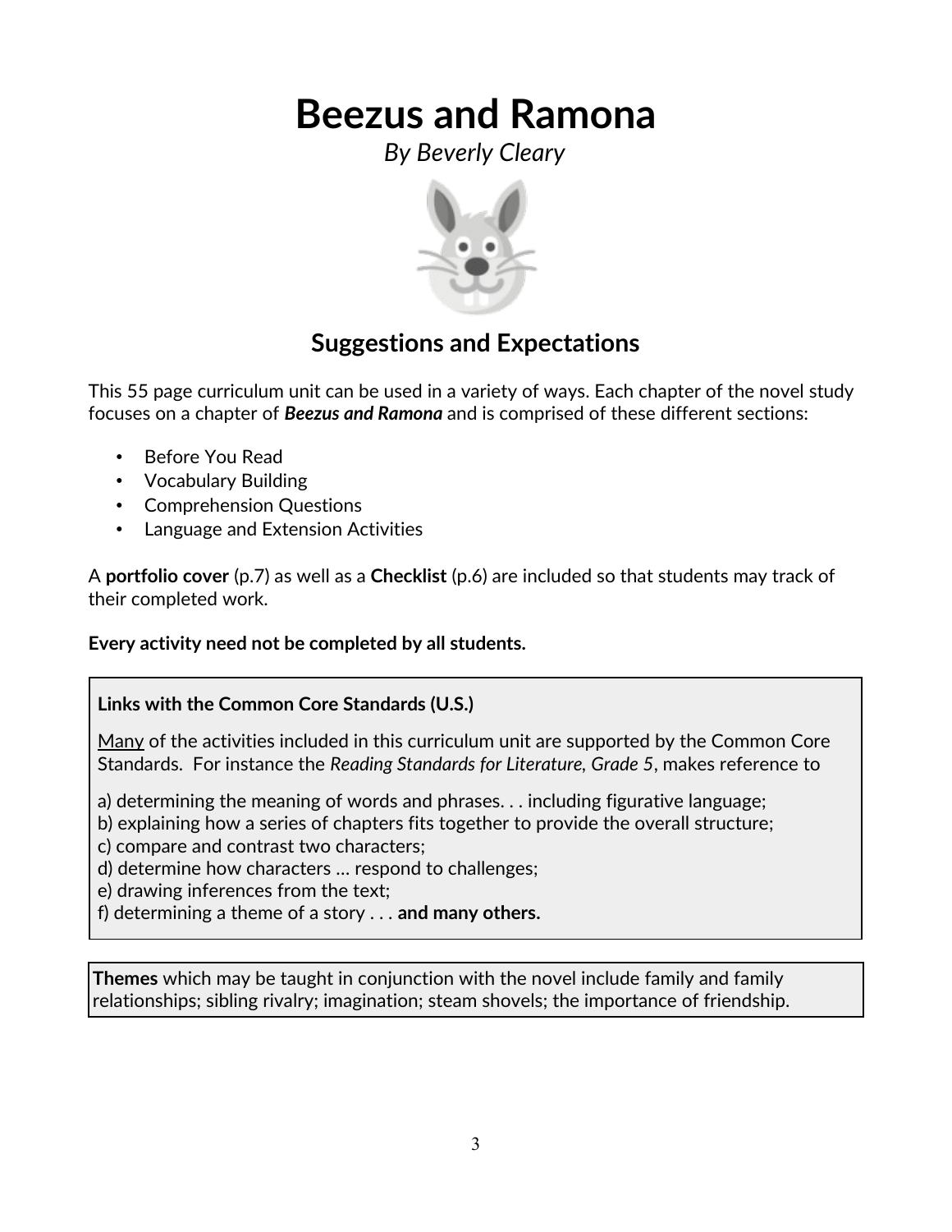# Beezus and Ramona

*By Beverly Cleary*

## Suggestions and Expectations

This 55 page curriculum unit can be used in a variety of ways. Each chapter of the novel study focuses on a chapter of ***Beezus and Ramona*** and is comprised of these different sections:

- Before You Read
- Vocabulary Building
- Comprehension Questions
- Language and Extension Activities

A **portfolio cover** (p.7) as well as a **Checklist** (p.6) are included so that students may track of their completed work.

**Every activity need not be completed by all students.**

**Links with the Common Core Standards (U.S.)**

Many of the activities included in this curriculum unit are supported by the Common Core Standards. For instance the *Reading Standards for Literature, Grade 5*, makes reference to

a) determining the meaning of words and phrases. . . including figurative language;
b) explaining how a series of chapters fits together to provide the overall structure;
c) compare and contrast two characters;
d) determine how characters … respond to challenges;
e) drawing inferences from the text;
f) determining a theme of a story . . . **and many others.**

**Themes** which may be taught in conjunction with the novel include family and family relationships; sibling rivalry; imagination; steam shovels; the importance of friendship.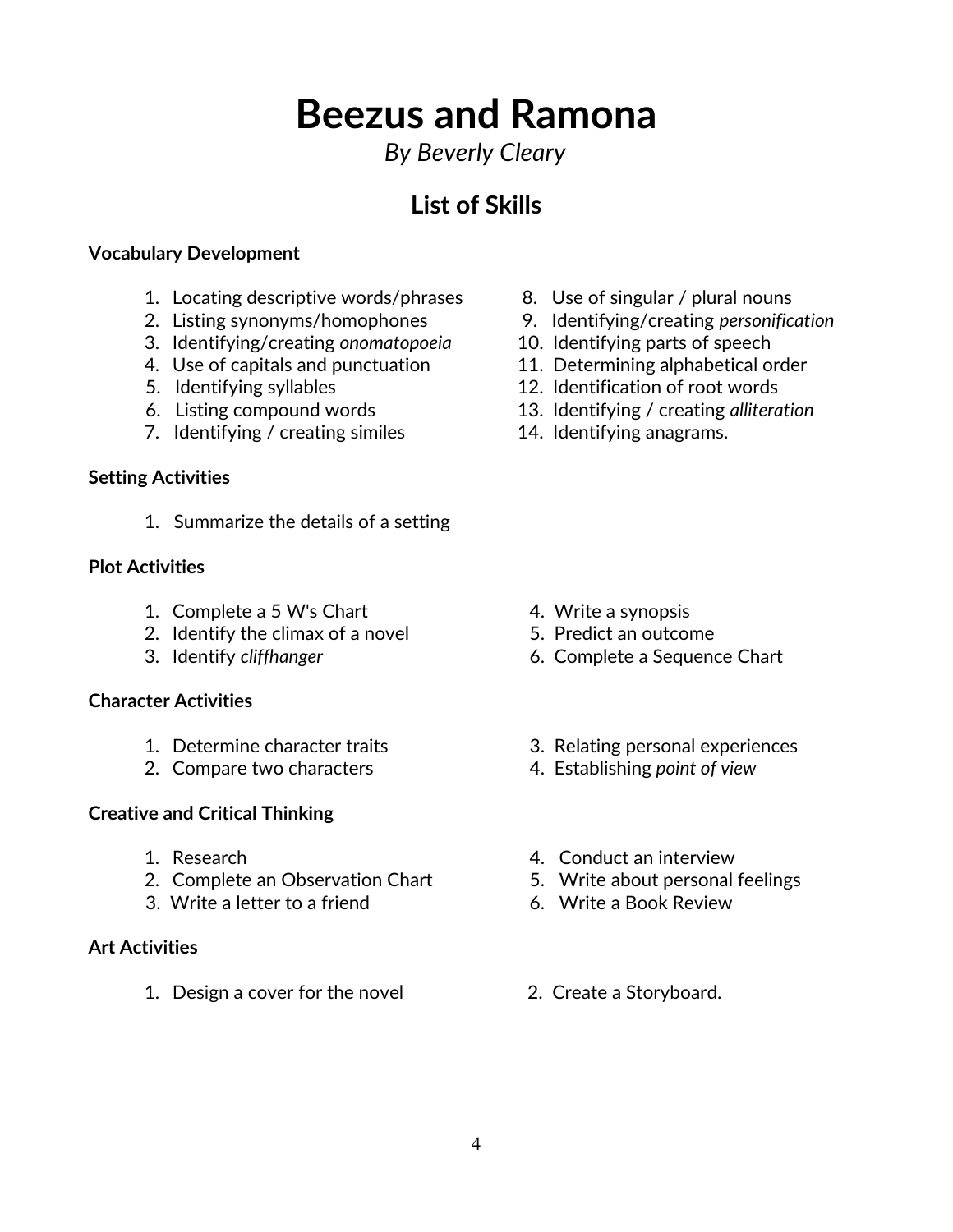# Beezus and Ramona

*By Beverly Cleary*

## List of Skills

**Vocabulary Development**

1. Locating descriptive words/phrases
2. Listing synonyms/homophones
3. Identifying/creating *onomatopoeia*
4. Use of capitals and punctuation
5. Identifying syllables
6. Listing compound words
7. Identifying / creating similes
8. Use of singular / plural nouns
9. Identifying/creating *personification*
10. Identifying parts of speech
11. Determining alphabetical order
12. Identification of root words
13. Identifying / creating *alliteration*
14. Identifying anagrams.

**Setting Activities**

1. Summarize the details of a setting

**Plot Activities**

1. Complete a 5 W's Chart
2. Identify the climax of a novel
3. Identify *cliffhanger*
4. Write a synopsis
5. Predict an outcome
6. Complete a Sequence Chart

**Character Activities**

1. Determine character traits
2. Compare two characters
3. Relating personal experiences
4. Establishing *point of view*

**Creative and Critical Thinking**

1. Research
2. Complete an Observation Chart
3. Write a letter to a friend
4. Conduct an interview
5. Write about personal feelings
6. Write a Book Review

**Art Activities**

1. Design a cover for the novel
2. Create a Storyboard.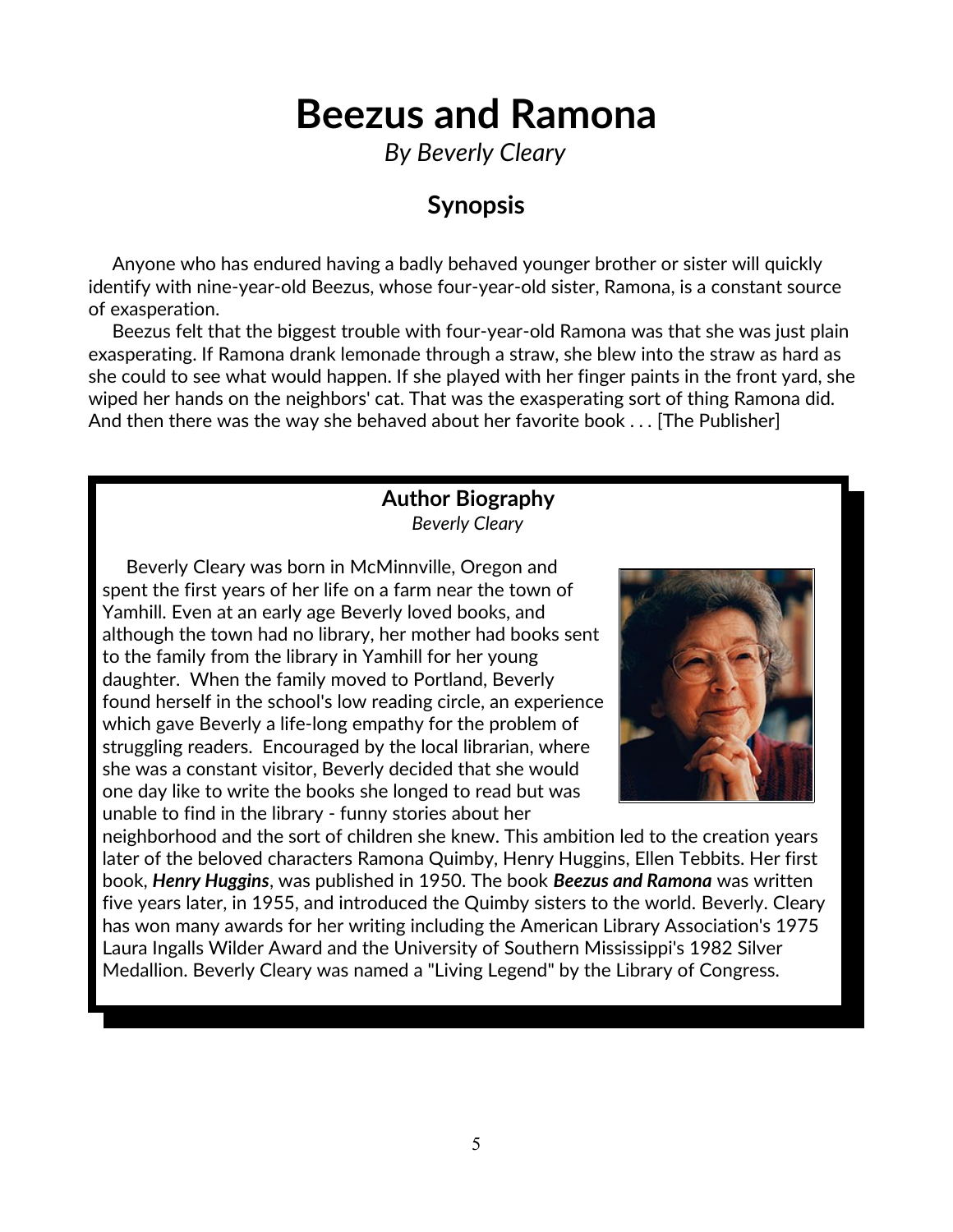# Beezus and Ramona

*By Beverly Cleary*

## Synopsis

Anyone who has endured having a badly behaved younger brother or sister will quickly identify with nine-year-old Beezus, whose four-year-old sister, Ramona, is a constant source of exasperation.

Beezus felt that the biggest trouble with four-year-old Ramona was that she was just plain exasperating. If Ramona drank lemonade through a straw, she blew into the straw as hard as she could to see what would happen. If she played with her finger paints in the front yard, she wiped her hands on the neighbors' cat. That was the exasperating sort of thing Ramona did. And then there was the way she behaved about her favorite book . . . [The Publisher]

### Author Biography

*Beverly Cleary*

Beverly Cleary was born in McMinnville, Oregon and spent the first years of her life on a farm near the town of Yamhill. Even at an early age Beverly loved books, and although the town had no library, her mother had books sent to the family from the library in Yamhill for her young daughter. When the family moved to Portland, Beverly found herself in the school's low reading circle, an experience which gave Beverly a life-long empathy for the problem of struggling readers. Encouraged by the local librarian, where she was a constant visitor, Beverly decided that she would one day like to write the books she longed to read but was unable to find in the library - funny stories about her neighborhood and the sort of children she knew. This ambition led to the creation years later of the beloved characters Ramona Quimby, Henry Huggins, Ellen Tebbits. Her first book, ***Henry Huggins***, was published in 1950. The book ***Beezus and Ramona*** was written five years later, in 1955, and introduced the Quimby sisters to the world. Beverly. Cleary has won many awards for her writing including the American Library Association's 1975 Laura Ingalls Wilder Award and the University of Southern Mississippi's 1982 Silver Medallion. Beverly Cleary was named a "Living Legend" by the Library of Congress.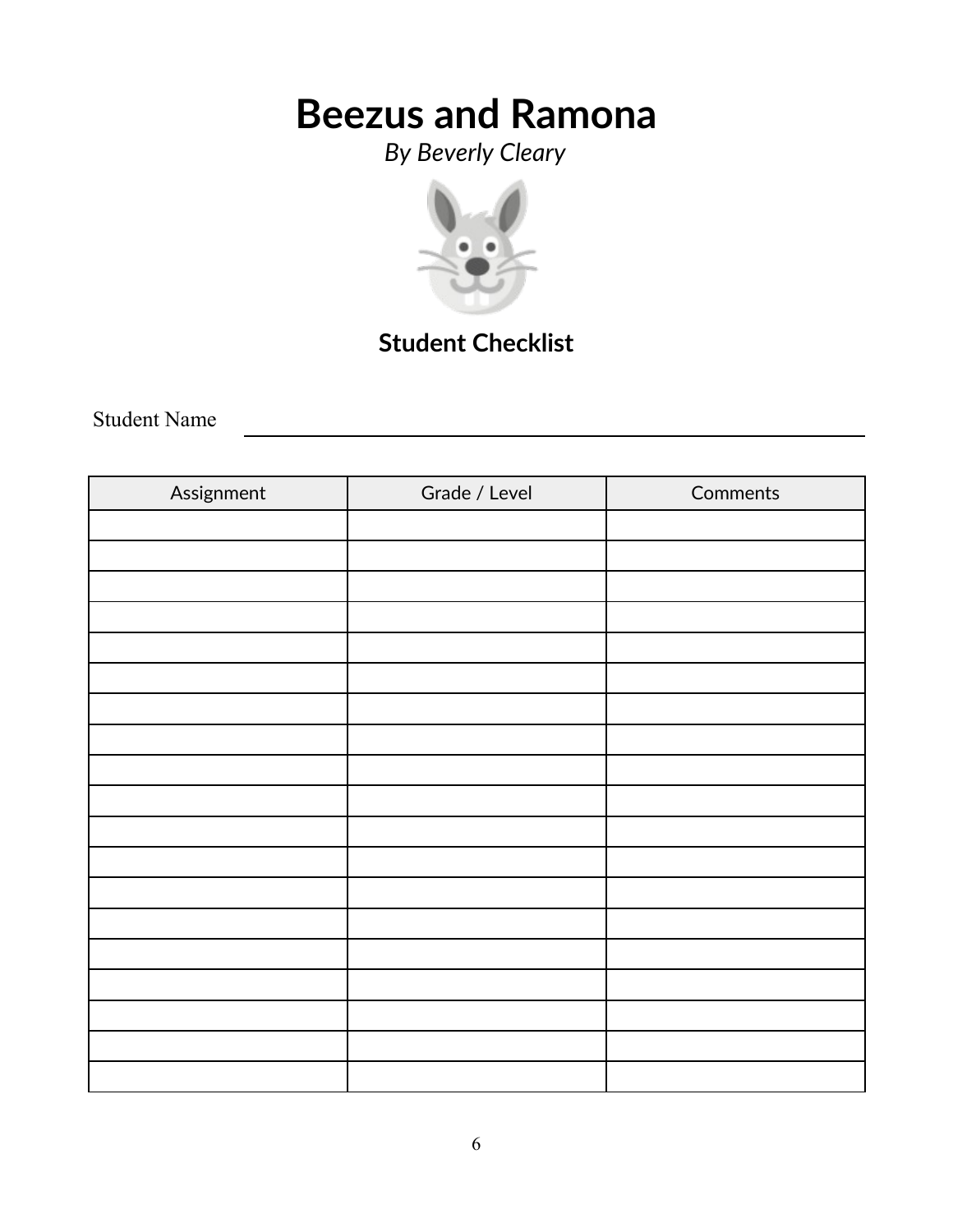# Beezus and Ramona

*By Beverly Cleary*

## Student Checklist

Student Name \_\_\_\_\_\_\_\_\_\_\_\_\_\_\_\_\_\_\_\_\_\_\_\_\_\_\_\_\_\_\_\_\_\_\_\_\_\_\_\_

| Assignment | Grade / Level | Comments |
| --- | --- | --- |
| | | |
| | | |
| | | |
| | | |
| | | |
| | | |
| | | |
| | | |
| | | |
| | | |
| | | |
| | | |
| | | |
| | | |
| | | |
| | | |
| | | |
| | | |
| | | |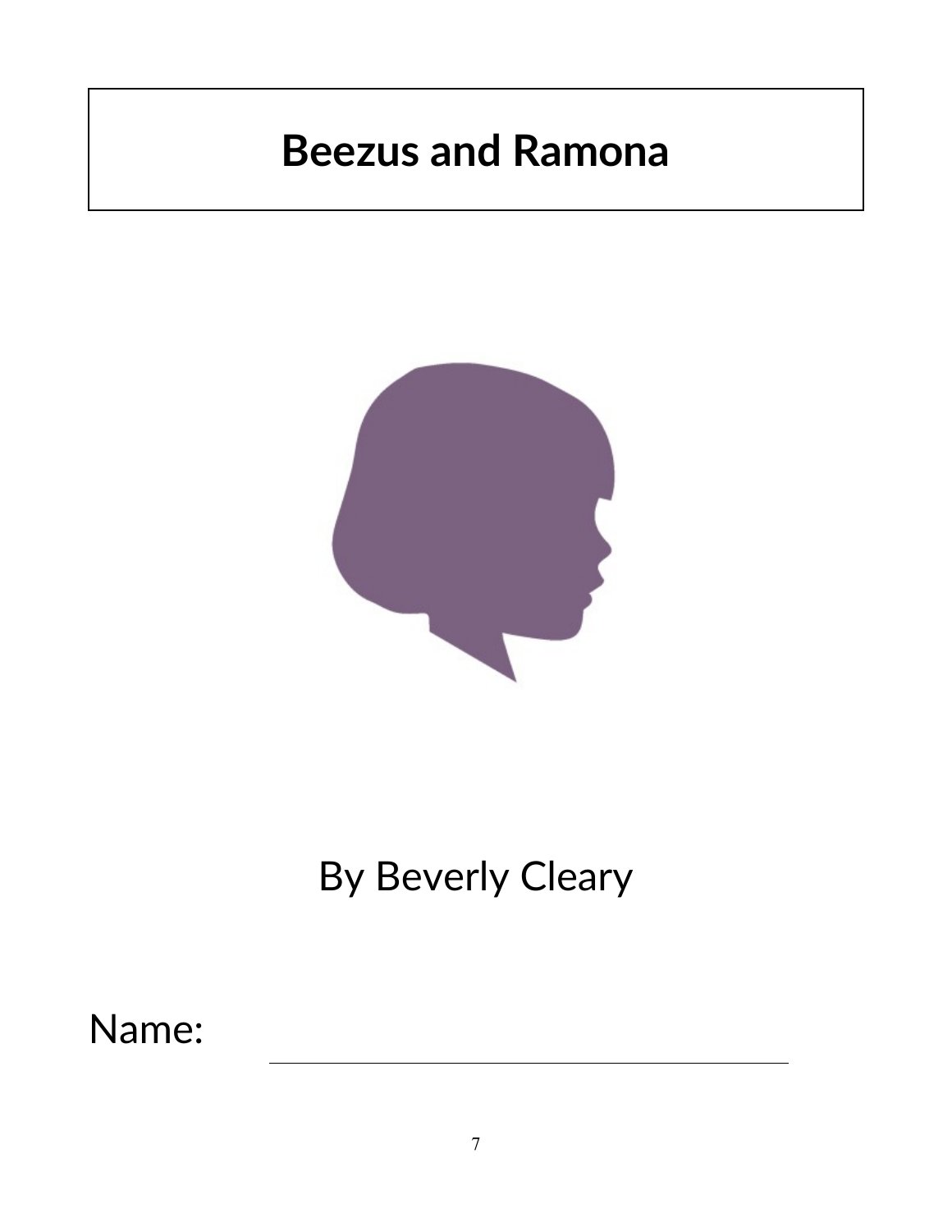# Beezus and Ramona

By Beverly Cleary

Name: ______________________________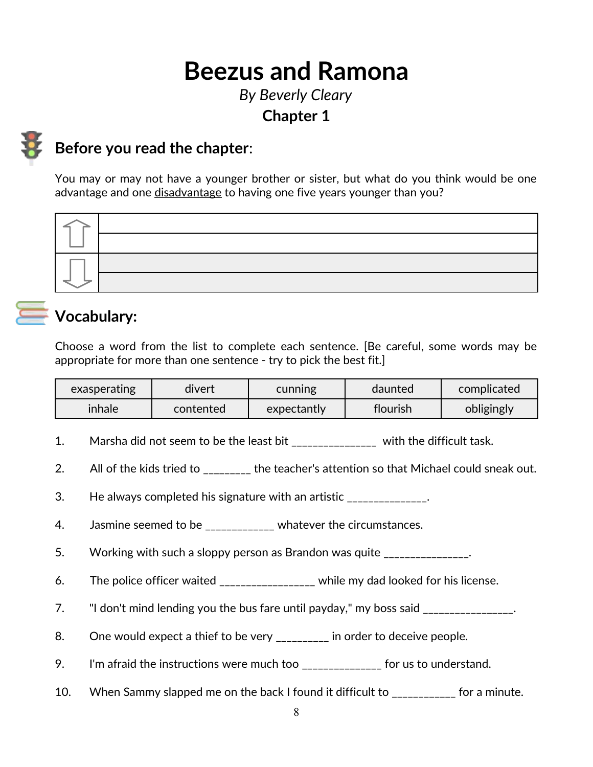# Beezus and Ramona

*By Beverly Cleary*

**Chapter 1**

## Before you read the chapter:

You may or may not have a younger brother or sister, but what do you think would be one advantage and one <u>disadvantage</u> to having one five years younger than you?

| | |
|---|---|
| ⇧ | |
| | |
| ⇩ | |
| | |

## Vocabulary:

Choose a word from the list to complete each sentence. [Be careful, some words may be appropriate for more than one sentence - try to pick the best fit.]

| | | | | |
|---|---|---|---|---|
| exasperating | divert | cunning | daunted | complicated |
| inhale | contented | expectantly | flourish | obligingly |

1. Marsha did not seem to be the least bit _______________ with the difficult task.
2. All of the kids tried to ________ the teacher's attention so that Michael could sneak out.
3. He always completed his signature with an artistic ______________.
4. Jasmine seemed to be ____________ whatever the circumstances.
5. Working with such a sloppy person as Brandon was quite _______________.
6. The police officer waited ________________ while my dad looked for his license.
7. "I don't mind lending you the bus fare until payday," my boss said ________________.
8. One would expect a thief to be very _________ in order to deceive people.
9. I'm afraid the instructions were much too ______________ for us to understand.
10. When Sammy slapped me on the back I found it difficult to ___________ for a minute.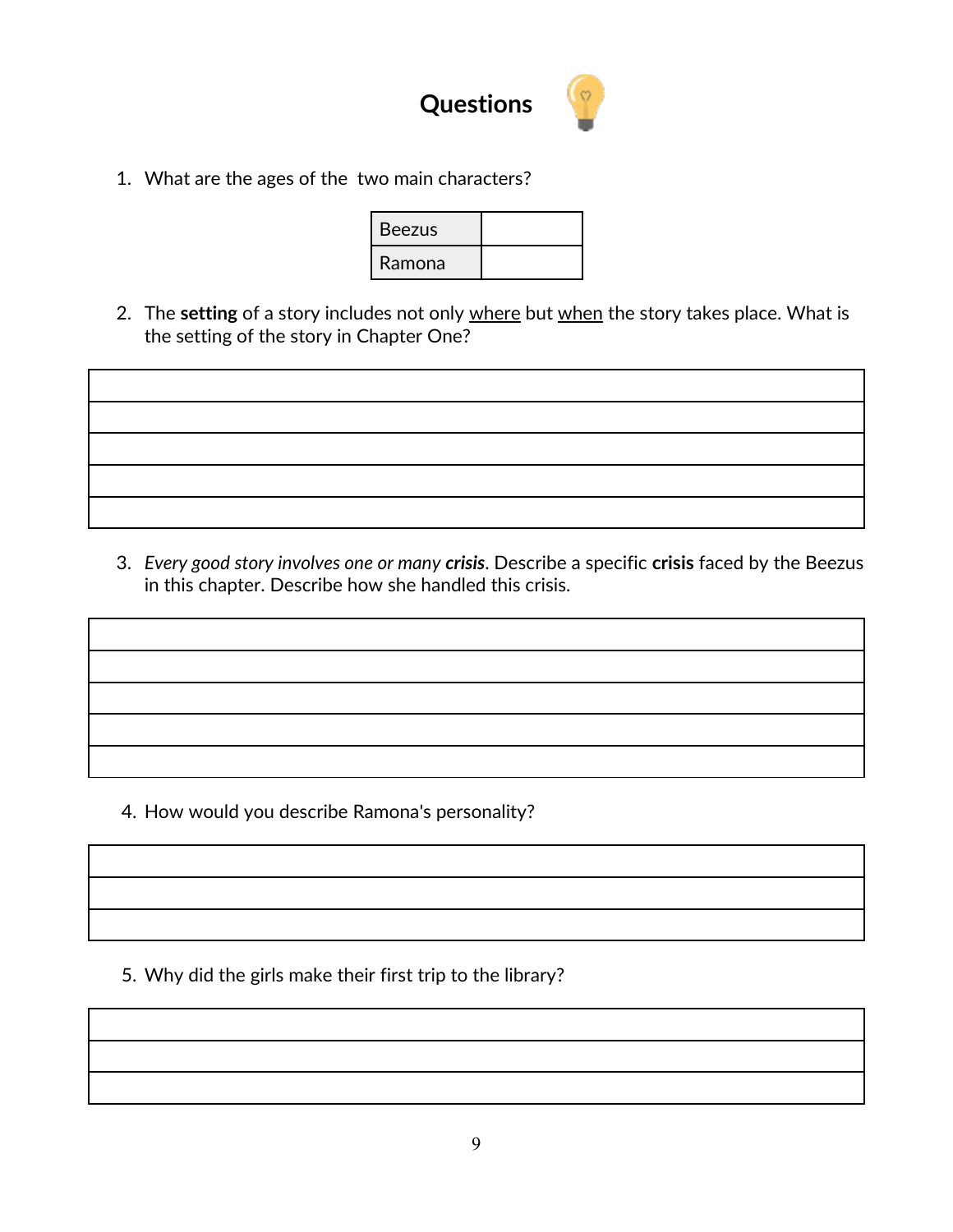# Questions

1. What are the ages of the two main characters?

| Beezus | |
|---|---|
| Ramona | |

2. The **setting** of a story includes not only <u>where</u> but <u>when</u> the story takes place. What is the setting of the story in Chapter One?

| |
|---|
| |
| |
| |
| |

3. *Every good story involves one or many **crisis***. Describe a specific **crisis** faced by the Beezus in this chapter. Describe how she handled this crisis.

| |
|---|
| |
| |
| |
| |

4. How would you describe Ramona's personality?

| |
|---|
| |
| |

5. Why did the girls make their first trip to the library?

| |
|---|
| |
| |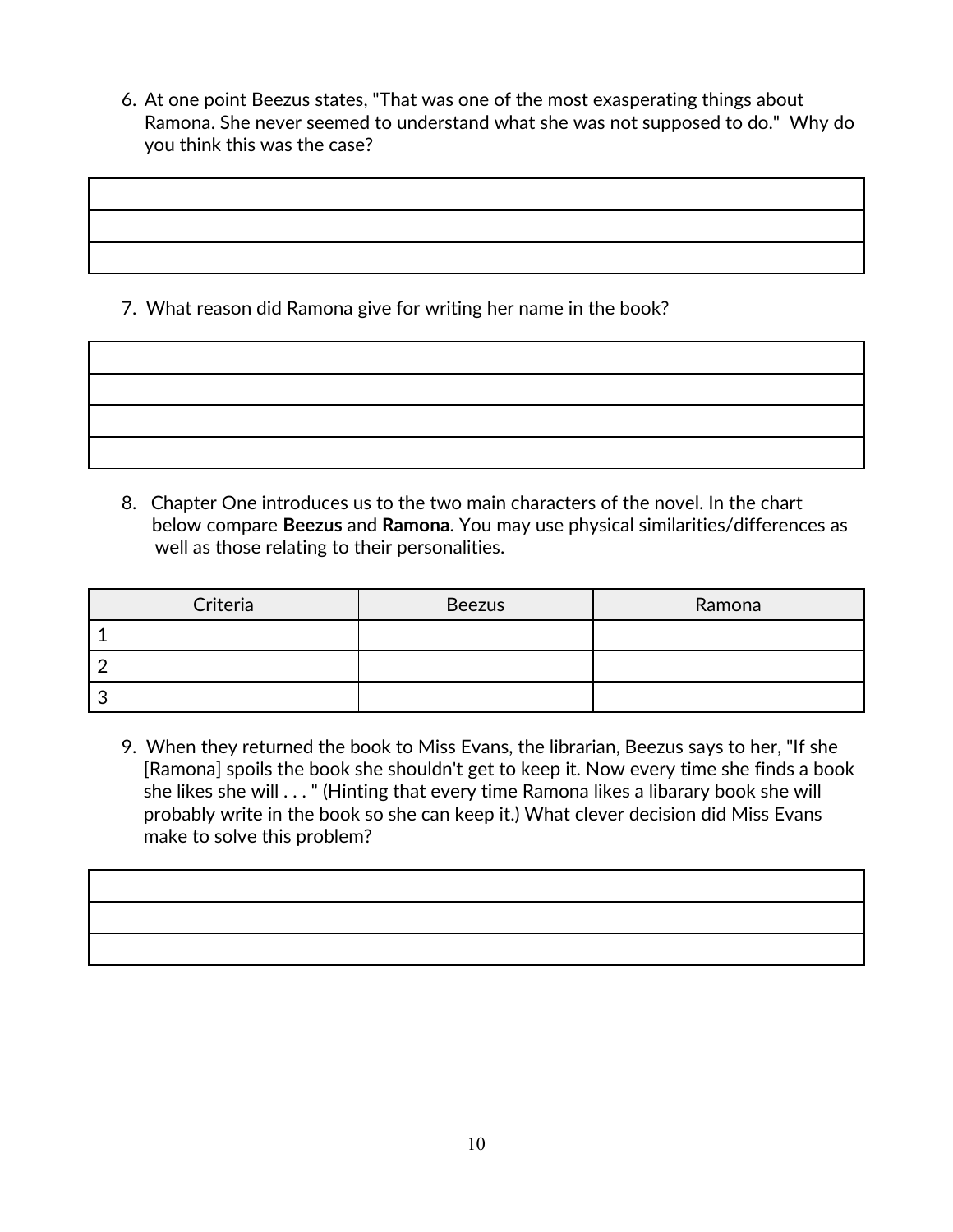6. At one point Beezus states, "That was one of the most exasperating things about Ramona. She never seemed to understand what she was not supposed to do." Why do you think this was the case?

| |
|---|
| |
| |
| |

7. What reason did Ramona give for writing her name in the book?

| |
|---|
| |
| |
| |
| |

8. Chapter One introduces us to the two main characters of the novel. In the chart below compare **Beezus** and **Ramona**. You may use physical similarities/differences as well as those relating to their personalities.

| Criteria | Beezus | Ramona |
|---|---|---|
| 1 | | |
| 2 | | |
| 3 | | |

9. When they returned the book to Miss Evans, the librarian, Beezus says to her, "If she [Ramona] spoils the book she shouldn't get to keep it. Now every time she finds a book she likes she will . . . " (Hinting that every time Ramona likes a libarary book she will probably write in the book so she can keep it.) What clever decision did Miss Evans make to solve this problem?

| |
|---|
| |
| |
| |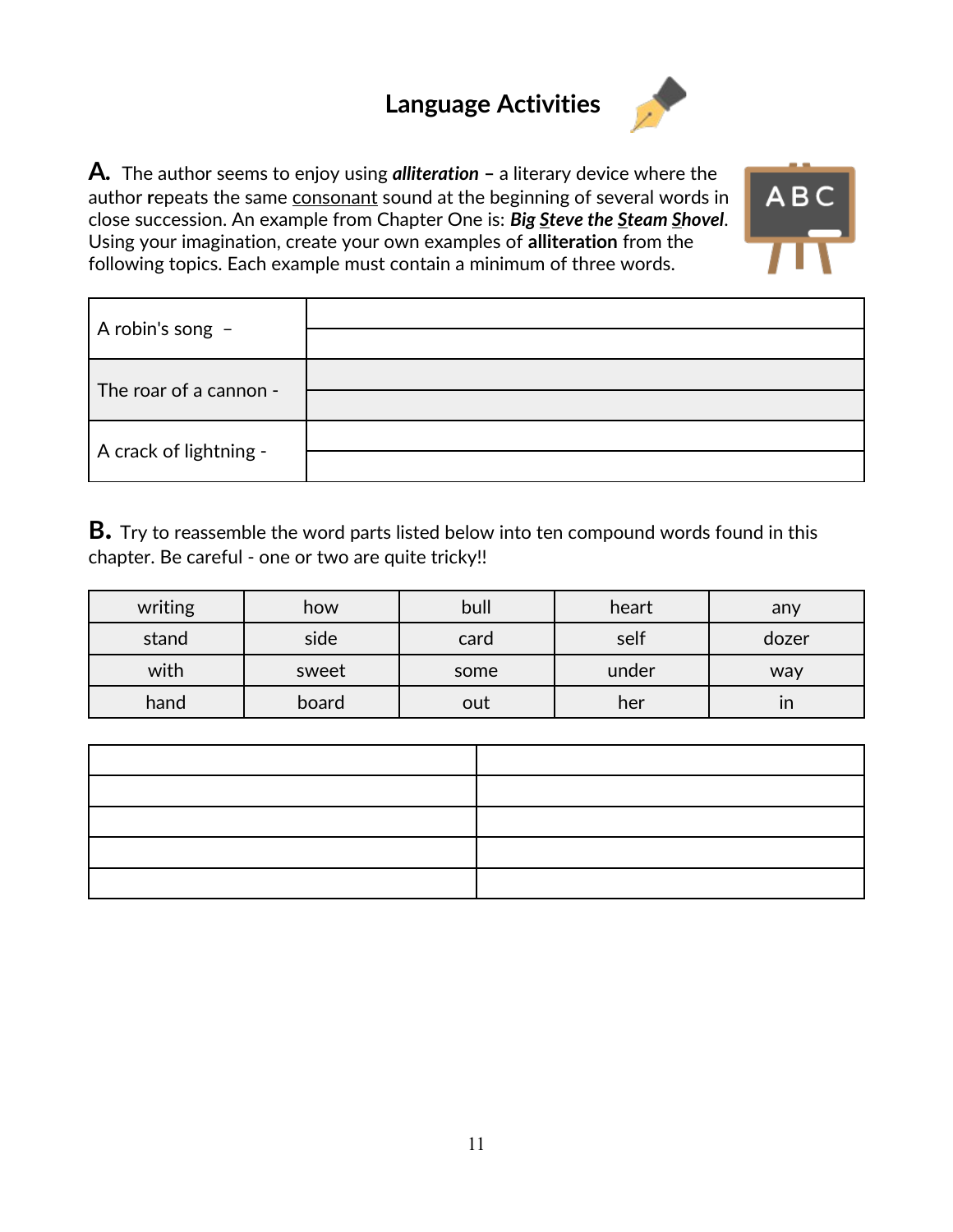# Language Activities

**A.** The author seems to enjoy using ***alliteration*** **–** a literary device where the author **r**epeats the same consonant sound at the beginning of several words in close succession. An example from Chapter One is: ***Big Steve the Steam Shovel***. Using your imagination, create your own examples of **alliteration** from the following topics. Each example must contain a minimum of three words.

| | |
|---|---|
| A robin's song – | |
| | |
| The roar of a cannon - | |
| | |
| A crack of lightning - | |
| | |

**B.** Try to reassemble the word parts listed below into ten compound words found in this chapter. Be careful - one or two are quite tricky!!

| | | | | |
|---|---|---|---|---|
| writing | how | bull | heart | any |
| stand | side | card | self | dozer |
| with | sweet | some | under | way |
| hand | board | out | her | in |

| | |
|---|---|
| | |
| | |
| | |
| | |
| | |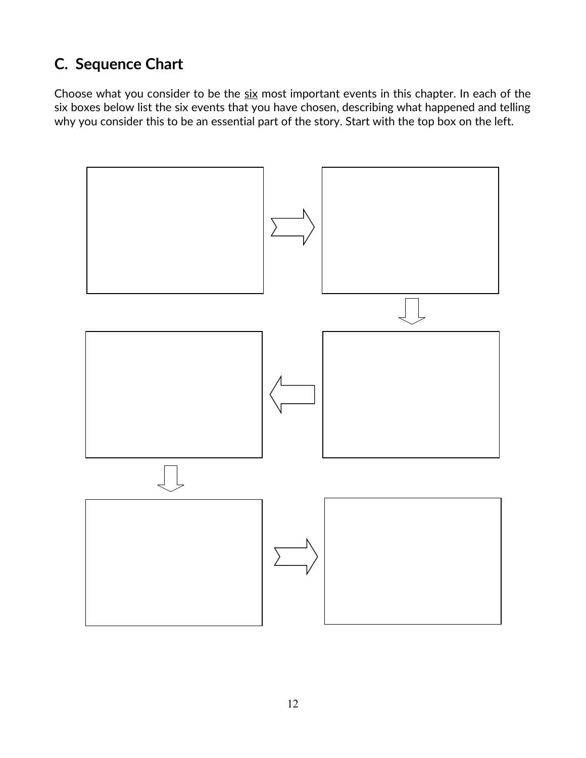## C. Sequence Chart

Choose what you consider to be the <u>six</u> most important events in this chapter. In each of the six boxes below list the six events that you have chosen, describing what happened and telling why you consider this to be an essential part of the story. Start with the top box on the left.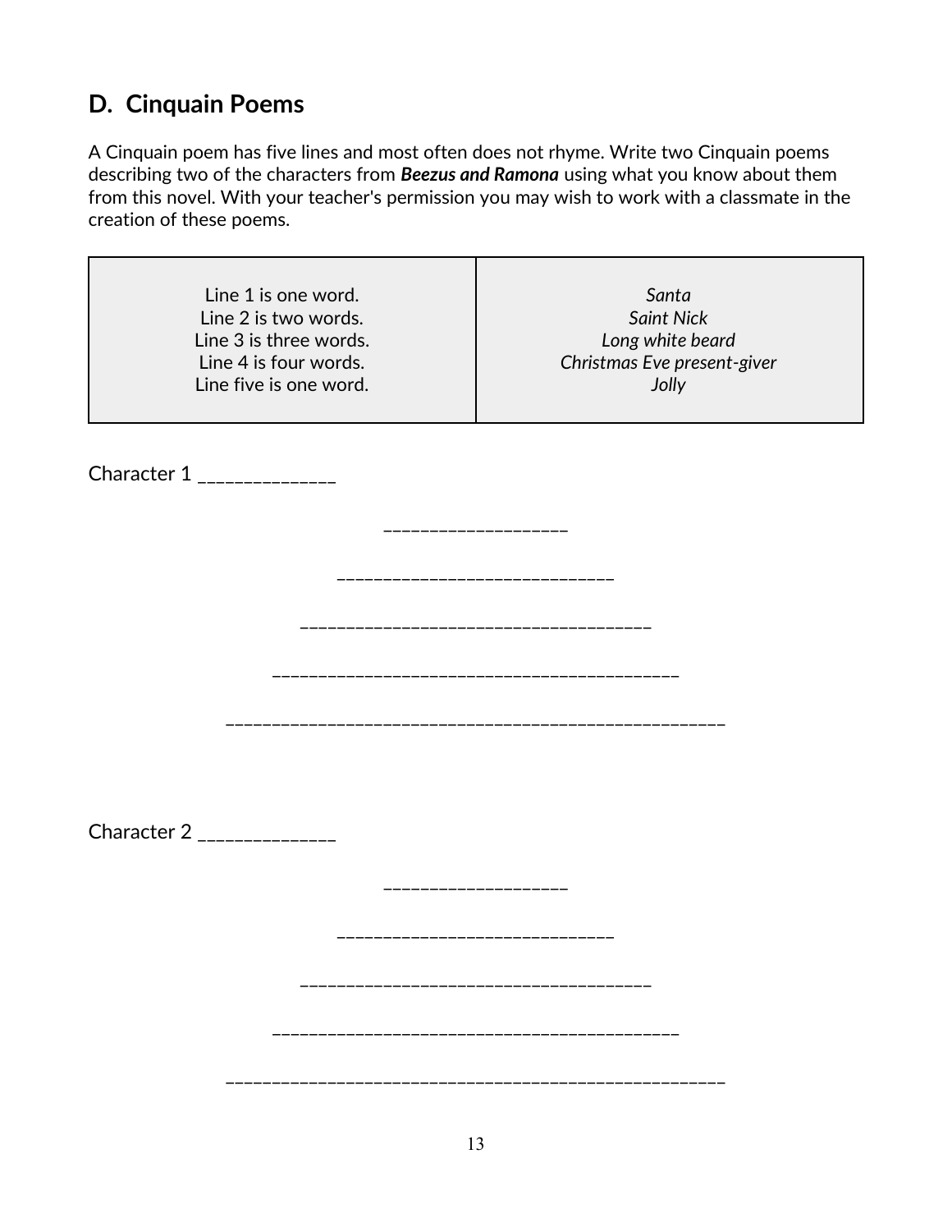## D. Cinquain Poems

A Cinquain poem has five lines and most often does not rhyme. Write two Cinquain poems describing two of the characters from ***Beezus and Ramona*** using what you know about them from this novel. With your teacher's permission you may wish to work with a classmate in the creation of these poems.

| | |
|---|---|
| Line 1 is one word.<br>Line 2 is two words.<br>Line 3 is three words.<br>Line 4 is four words.<br>Line five is one word. | *Santa*<br>*Saint Nick*<br>*Long white beard*<br>*Christmas Eve present-giver*<br>*Jolly* |

Character 1 ______________

____________________

______________________________

______________________________________

____________________________________________

______________________________________________________

Character 2 ______________

____________________

______________________________

______________________________________

____________________________________________

______________________________________________________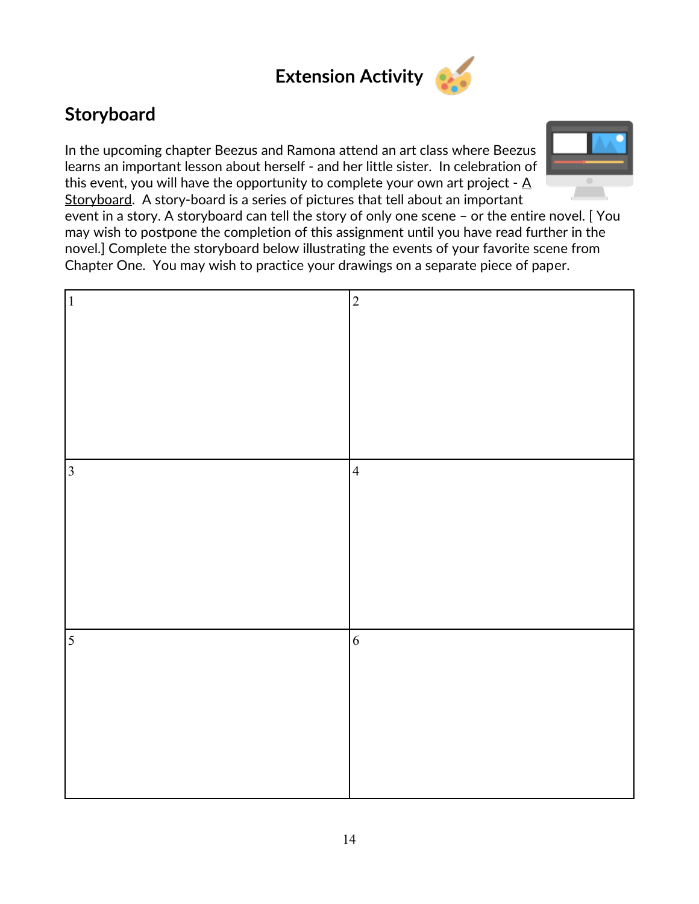# Extension Activity

## Storyboard

In the upcoming chapter Beezus and Ramona attend an art class where Beezus learns an important lesson about herself - and her little sister. In celebration of this event, you will have the opportunity to complete your own art project - A Storyboard. A story-board is a series of pictures that tell about an important event in a story. A storyboard can tell the story of only one scene – or the entire novel. [ You may wish to postpone the completion of this assignment until you have read further in the novel.] Complete the storyboard below illustrating the events of your favorite scene from Chapter One. You may wish to practice your drawings on a separate piece of paper.

| | |
|---|---|
| 1 | 2 |
| 3 | 4 |
| 5 | 6 |